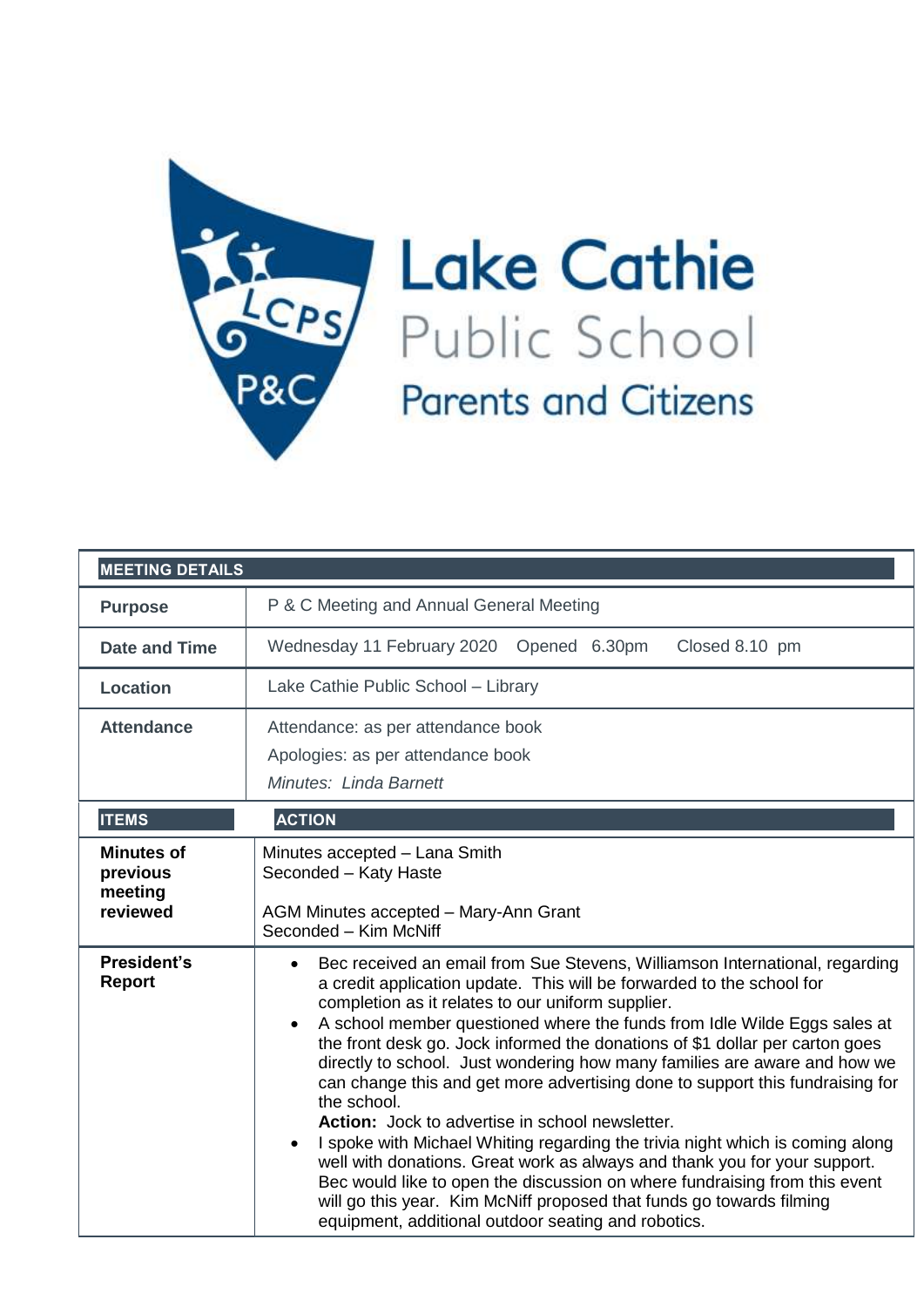# Lake Cathie Public School Parents and Citizens

| MEETING DETAILS | |
|---|---|
| **Purpose** | P & C Meeting and Annual General Meeting |
| **Date and Time** | Wednesday 11 February 2020 Opened 6.30pm Closed 8.10 pm |
| **Location** | Lake Cathie Public School – Library |
| **Attendance** | Attendance: as per attendance book<br>Apologies: as per attendance book<br>*Minutes: Linda Barnett* |
| **ITEMS** | **ACTION** |
| **Minutes of previous meeting reviewed** | Minutes accepted – Lana Smith<br>Seconded – Katy Haste<br><br>AGM Minutes accepted – Mary-Ann Grant<br>Seconded – Kim McNiff |
| **President's Report** | • Bec received an email from Sue Stevens, Williamson International, regarding a credit application update. This will be forwarded to the school for completion as it relates to our uniform supplier.<br>• A school member questioned where the funds from Idle Wilde Eggs sales at the front desk go. Jock informed the donations of $1 dollar per carton goes directly to school. Just wondering how many families are aware and how we can change this and get more advertising done to support this fundraising for the school.<br>**Action:** Jock to advertise in school newsletter.<br>• I spoke with Michael Whiting regarding the trivia night which is coming along well with donations. Great work as always and thank you for your support. Bec would like to open the discussion on where fundraising from this event will go this year. Kim McNiff proposed that funds go towards filming equipment, additional outdoor seating and robotics. |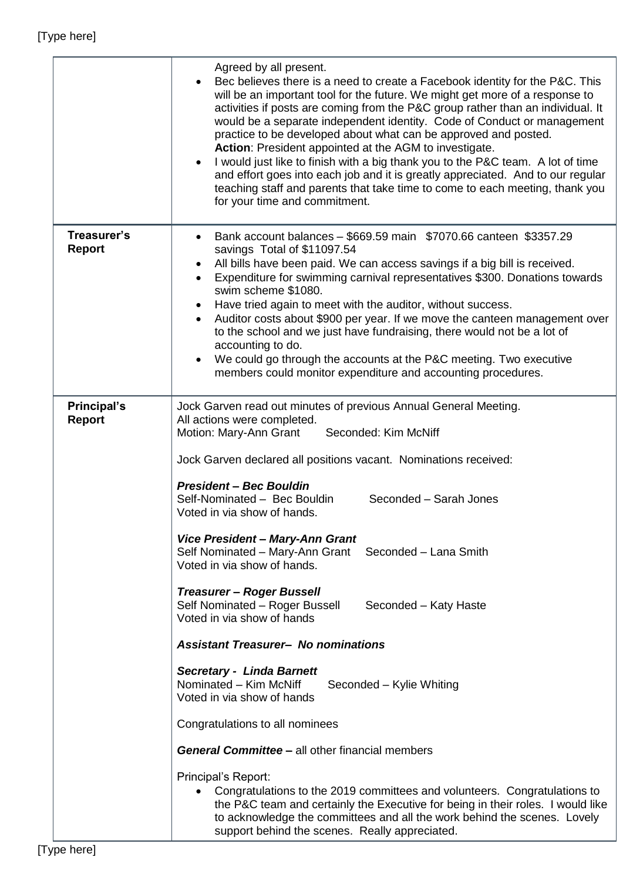| | |
|---|---|
| | Agreed by all present.<br>• Bec believes there is a need to create a Facebook identity for the P&C. This will be an important tool for the future. We might get more of a response to activities if posts are coming from the P&C group rather than an individual. It would be a separate independent identity. Code of Conduct or management practice to be developed about what can be approved and posted.<br>**Action**: President appointed at the AGM to investigate.<br>• I would just like to finish with a big thank you to the P&C team. A lot of time and effort goes into each job and it is greatly appreciated. And to our regular teaching staff and parents that take time to come to each meeting, thank you for your time and commitment. |
| **Treasurer's Report** | • Bank account balances – $669.59 main $7070.66 canteen $3357.29 savings Total of $11097.54<br>• All bills have been paid. We can access savings if a big bill is received.<br>• Expenditure for swimming carnival representatives $300. Donations towards swim scheme $1080.<br>• Have tried again to meet with the auditor, without success.<br>• Auditor costs about $900 per year. If we move the canteen management over to the school and we just have fundraising, there would not be a lot of accounting to do.<br>• We could go through the accounts at the P&C meeting. Two executive members could monitor expenditure and accounting procedures. |
| **Principal's Report** | Jock Garven read out minutes of previous Annual General Meeting.<br>All actions were completed.<br>Motion: Mary-Ann Grant Seconded: Kim McNiff<br><br>Jock Garven declared all positions vacant. Nominations received:<br><br>***President – Bec Bouldin***<br>Self-Nominated – Bec Bouldin Seconded – Sarah Jones<br>Voted in via show of hands.<br><br>***Vice President – Mary-Ann Grant***<br>Self Nominated – Mary-Ann Grant Seconded – Lana Smith<br>Voted in via show of hands.<br><br>***Treasurer – Roger Bussell***<br>Self Nominated – Roger Bussell Seconded – Katy Haste<br>Voted in via show of hands<br><br>***Assistant Treasurer– No nominations***<br><br>***Secretary - Linda Barnett***<br>Nominated – Kim McNiff Seconded – Kylie Whiting<br>Voted in via show of hands<br><br>Congratulations to all nominees<br><br>***General Committee –*** all other financial members<br><br>Principal's Report:<br>• Congratulations to the 2019 committees and volunteers. Congratulations to the P&C team and certainly the Executive for being in their roles. I would like to acknowledge the committees and all the work behind the scenes. Lovely support behind the scenes. Really appreciated. |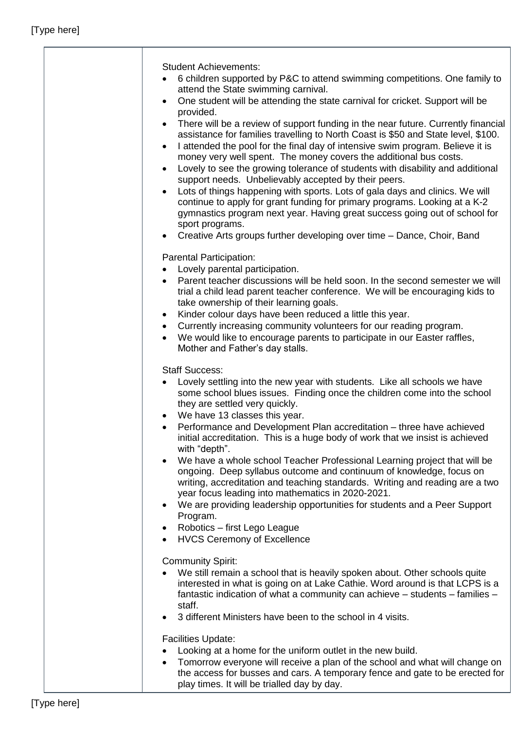Student Achievements:

- 6 children supported by P&C to attend swimming competitions. One family to attend the State swimming carnival.
- One student will be attending the state carnival for cricket. Support will be provided.
- There will be a review of support funding in the near future. Currently financial assistance for families travelling to North Coast is $50 and State level, $100.
- I attended the pool for the final day of intensive swim program. Believe it is money very well spent. The money covers the additional bus costs.
- Lovely to see the growing tolerance of students with disability and additional support needs. Unbelievably accepted by their peers.
- Lots of things happening with sports. Lots of gala days and clinics. We will continue to apply for grant funding for primary programs. Looking at a K-2 gymnastics program next year. Having great success going out of school for sport programs.
- Creative Arts groups further developing over time – Dance, Choir, Band

Parental Participation:

- Lovely parental participation.
- Parent teacher discussions will be held soon. In the second semester we will trial a child lead parent teacher conference. We will be encouraging kids to take ownership of their learning goals.
- Kinder colour days have been reduced a little this year.
- Currently increasing community volunteers for our reading program.
- We would like to encourage parents to participate in our Easter raffles, Mother and Father's day stalls.

Staff Success:

- Lovely settling into the new year with students. Like all schools we have some school blues issues. Finding once the children come into the school they are settled very quickly.
- We have 13 classes this year.
- Performance and Development Plan accreditation – three have achieved initial accreditation. This is a huge body of work that we insist is achieved with "depth".
- We have a whole school Teacher Professional Learning project that will be ongoing. Deep syllabus outcome and continuum of knowledge, focus on writing, accreditation and teaching standards. Writing and reading are a two year focus leading into mathematics in 2020-2021.
- We are providing leadership opportunities for students and a Peer Support Program.
- Robotics – first Lego League
- HVCS Ceremony of Excellence

Community Spirit:

- We still remain a school that is heavily spoken about. Other schools quite interested in what is going on at Lake Cathie. Word around is that LCPS is a fantastic indication of what a community can achieve – students – families – staff.
- 3 different Ministers have been to the school in 4 visits.

Facilities Update:

- Looking at a home for the uniform outlet in the new build.
- Tomorrow everyone will receive a plan of the school and what will change on the access for busses and cars. A temporary fence and gate to be erected for play times. It will be trialled day by day.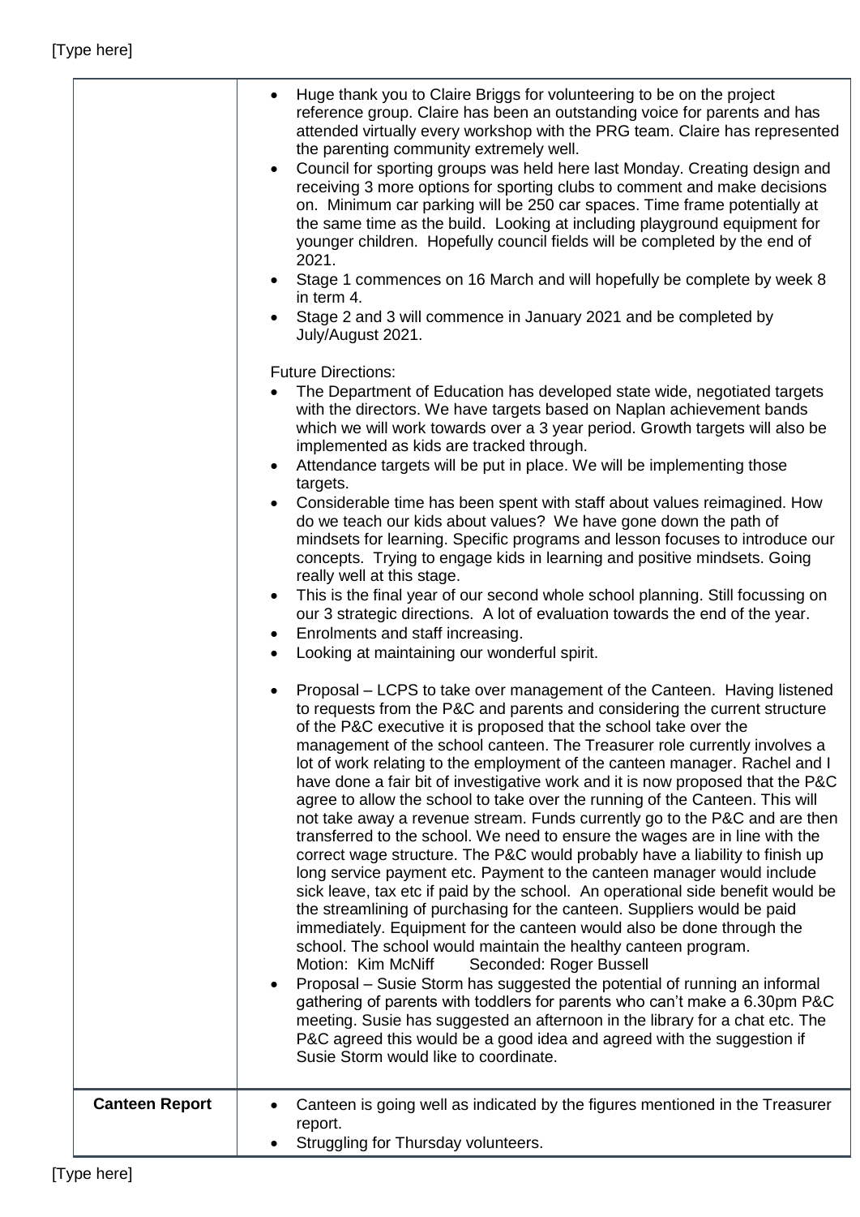| | |
|---|---|
| | • Huge thank you to Claire Briggs for volunteering to be on the project reference group. Claire has been an outstanding voice for parents and has attended virtually every workshop with the PRG team. Claire has represented the parenting community extremely well.<br>• Council for sporting groups was held here last Monday. Creating design and receiving 3 more options for sporting clubs to comment and make decisions on. Minimum car parking will be 250 car spaces. Time frame potentially at the same time as the build. Looking at including playground equipment for younger children. Hopefully council fields will be completed by the end of 2021.<br>• Stage 1 commences on 16 March and will hopefully be complete by week 8 in term 4.<br>• Stage 2 and 3 will commence in January 2021 and be completed by July/August 2021.<br><br>Future Directions:<br>• The Department of Education has developed state wide, negotiated targets with the directors. We have targets based on Naplan achievement bands which we will work towards over a 3 year period. Growth targets will also be implemented as kids are tracked through.<br>• Attendance targets will be put in place. We will be implementing those targets.<br>• Considerable time has been spent with staff about values reimagined. How do we teach our kids about values? We have gone down the path of mindsets for learning. Specific programs and lesson focuses to introduce our concepts. Trying to engage kids in learning and positive mindsets. Going really well at this stage.<br>• This is the final year of our second whole school planning. Still focussing on our 3 strategic directions. A lot of evaluation towards the end of the year.<br>• Enrolments and staff increasing.<br>• Looking at maintaining our wonderful spirit.<br><br>• Proposal – LCPS to take over management of the Canteen. Having listened to requests from the P&C and parents and considering the current structure of the P&C executive it is proposed that the school take over the management of the school canteen. The Treasurer role currently involves a lot of work relating to the employment of the canteen manager. Rachel and I have done a fair bit of investigative work and it is now proposed that the P&C agree to allow the school to take over the running of the Canteen. This will not take away a revenue stream. Funds currently go to the P&C and are then transferred to the school. We need to ensure the wages are in line with the correct wage structure. The P&C would probably have a liability to finish up long service payment etc. Payment to the canteen manager would include sick leave, tax etc if paid by the school. An operational side benefit would be the streamlining of purchasing for the canteen. Suppliers would be paid immediately. Equipment for the canteen would also be done through the school. The school would maintain the healthy canteen program.<br>Motion: Kim McNiff Seconded: Roger Bussell<br>• Proposal – Susie Storm has suggested the potential of running an informal gathering of parents with toddlers for parents who can't make a 6.30pm P&C meeting. Susie has suggested an afternoon in the library for a chat etc. The P&C agreed this would be a good idea and agreed with the suggestion if Susie Storm would like to coordinate. |
| **Canteen Report** | • Canteen is going well as indicated by the figures mentioned in the Treasurer report.<br>• Struggling for Thursday volunteers. |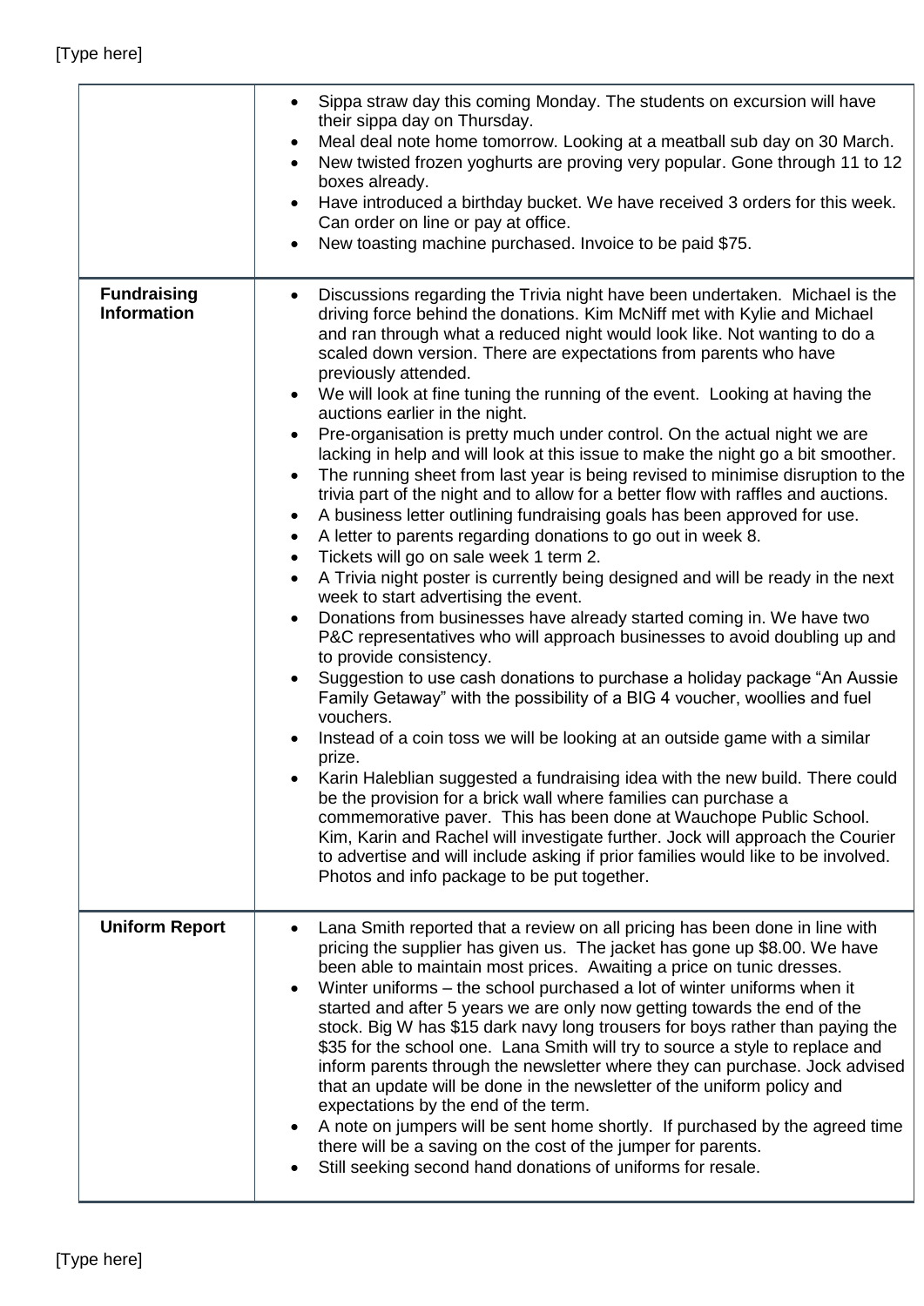| | |
|---|---|
| | • Sippa straw day this coming Monday. The students on excursion will have their sippa day on Thursday.<br>• Meal deal note home tomorrow. Looking at a meatball sub day on 30 March.<br>• New twisted frozen yoghurts are proving very popular. Gone through 11 to 12 boxes already.<br>• Have introduced a birthday bucket. We have received 3 orders for this week. Can order on line or pay at office.<br>• New toasting machine purchased. Invoice to be paid $75. |
| **Fundraising Information** | • Discussions regarding the Trivia night have been undertaken. Michael is the driving force behind the donations. Kim McNiff met with Kylie and Michael and ran through what a reduced night would look like. Not wanting to do a scaled down version. There are expectations from parents who have previously attended.<br>• We will look at fine tuning the running of the event. Looking at having the auctions earlier in the night.<br>• Pre-organisation is pretty much under control. On the actual night we are lacking in help and will look at this issue to make the night go a bit smoother.<br>• The running sheet from last year is being revised to minimise disruption to the trivia part of the night and to allow for a better flow with raffles and auctions.<br>• A business letter outlining fundraising goals has been approved for use.<br>• A letter to parents regarding donations to go out in week 8.<br>• Tickets will go on sale week 1 term 2.<br>• A Trivia night poster is currently being designed and will be ready in the next week to start advertising the event.<br>• Donations from businesses have already started coming in. We have two P&C representatives who will approach businesses to avoid doubling up and to provide consistency.<br>• Suggestion to use cash donations to purchase a holiday package "An Aussie Family Getaway" with the possibility of a BIG 4 voucher, woollies and fuel vouchers.<br>• Instead of a coin toss we will be looking at an outside game with a similar prize.<br>• Karin Haleblian suggested a fundraising idea with the new build. There could be the provision for a brick wall where families can purchase a commemorative paver. This has been done at Wauchope Public School. Kim, Karin and Rachel will investigate further. Jock will approach the Courier to advertise and will include asking if prior families would like to be involved. Photos and info package to be put together. |
| **Uniform Report** | • Lana Smith reported that a review on all pricing has been done in line with pricing the supplier has given us. The jacket has gone up $8.00. We have been able to maintain most prices. Awaiting a price on tunic dresses.<br>• Winter uniforms – the school purchased a lot of winter uniforms when it started and after 5 years we are only now getting towards the end of the stock. Big W has $15 dark navy long trousers for boys rather than paying the $35 for the school one. Lana Smith will try to source a style to replace and inform parents through the newsletter where they can purchase. Jock advised that an update will be done in the newsletter of the uniform policy and expectations by the end of the term.<br>• A note on jumpers will be sent home shortly. If purchased by the agreed time there will be a saving on the cost of the jumper for parents.<br>• Still seeking second hand donations of uniforms for resale. |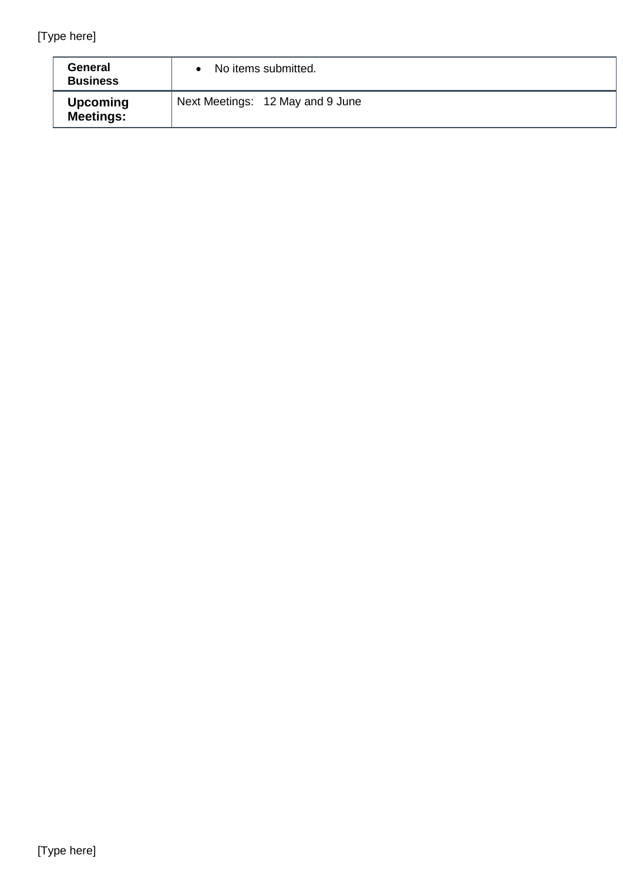| | |
|---|---|
| **General Business** | • No items submitted. |
| **Upcoming Meetings:** | Next Meetings: 12 May and 9 June |